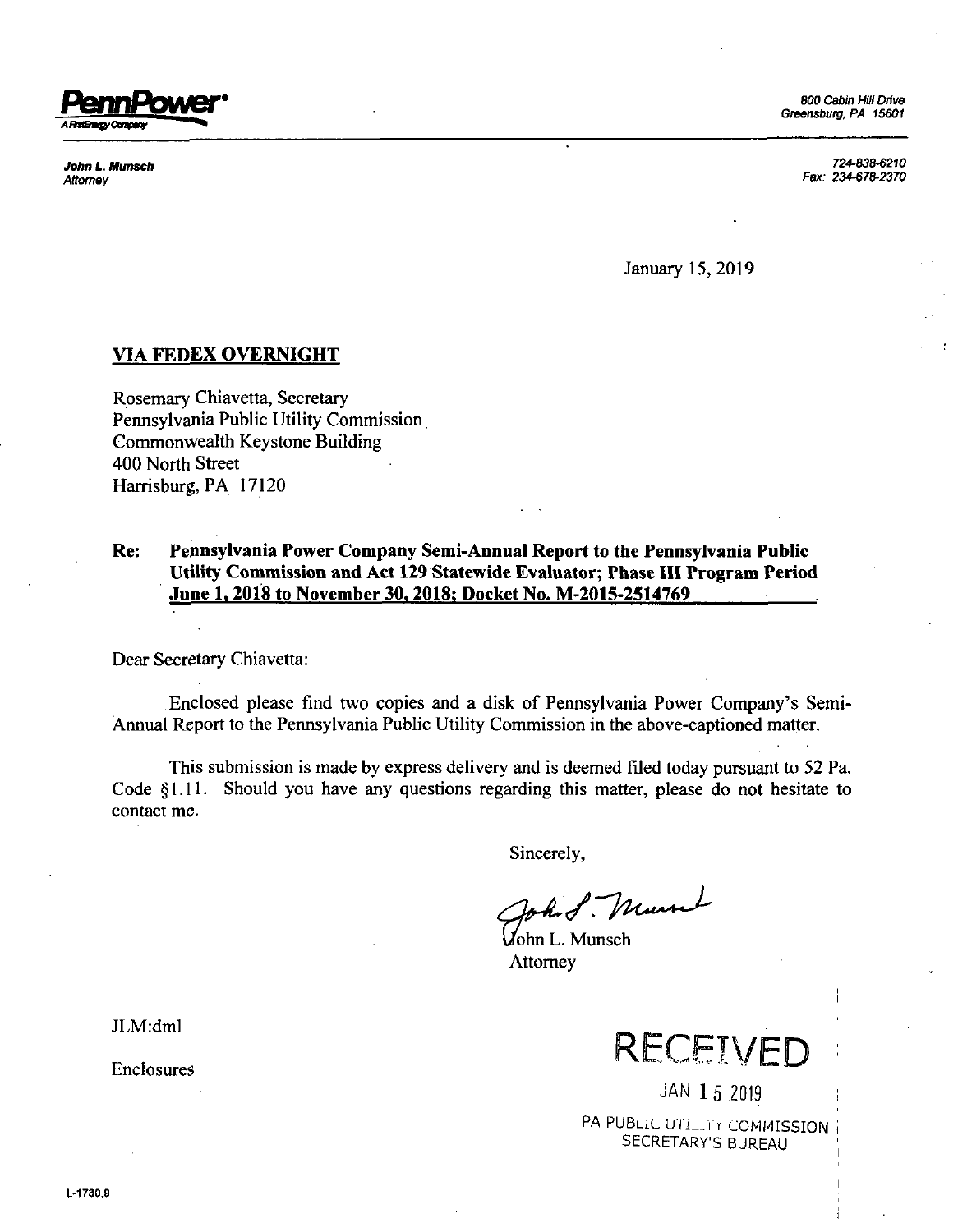**PennPower**
A FirstEnergy Company

800 Cabin Hill Drive
Greensburg, PA 15601

***John L. Munsch***
*Attorney*

724-838-6210
Fax: 234-678-2370

January 15, 2019

**VIA FEDEX OVERNIGHT**

Rosemary Chiavetta, Secretary
Pennsylvania Public Utility Commission
Commonwealth Keystone Building
400 North Street
Harrisburg, PA 17120

**Re: Pennsylvania Power Company Semi-Annual Report to the Pennsylvania Public Utility Commission and Act 129 Statewide Evaluator; Phase III Program Period June 1, 2018 to November 30, 2018; Docket No. M-2015-2514769**

Dear Secretary Chiavetta:

Enclosed please find two copies and a disk of Pennsylvania Power Company's Semi-Annual Report to the Pennsylvania Public Utility Commission in the above-captioned matter.

This submission is made by express delivery and is deemed filed today pursuant to 52 Pa. Code §1.11. Should you have any questions regarding this matter, please do not hesitate to contact me.

Sincerely,

John L. Munsch
Attorney

JLM:dml

Enclosures

RECEIVED
JAN 15 2019
PA PUBLIC UTILITY COMMISSION
SECRETARY'S BUREAU

L-1730.9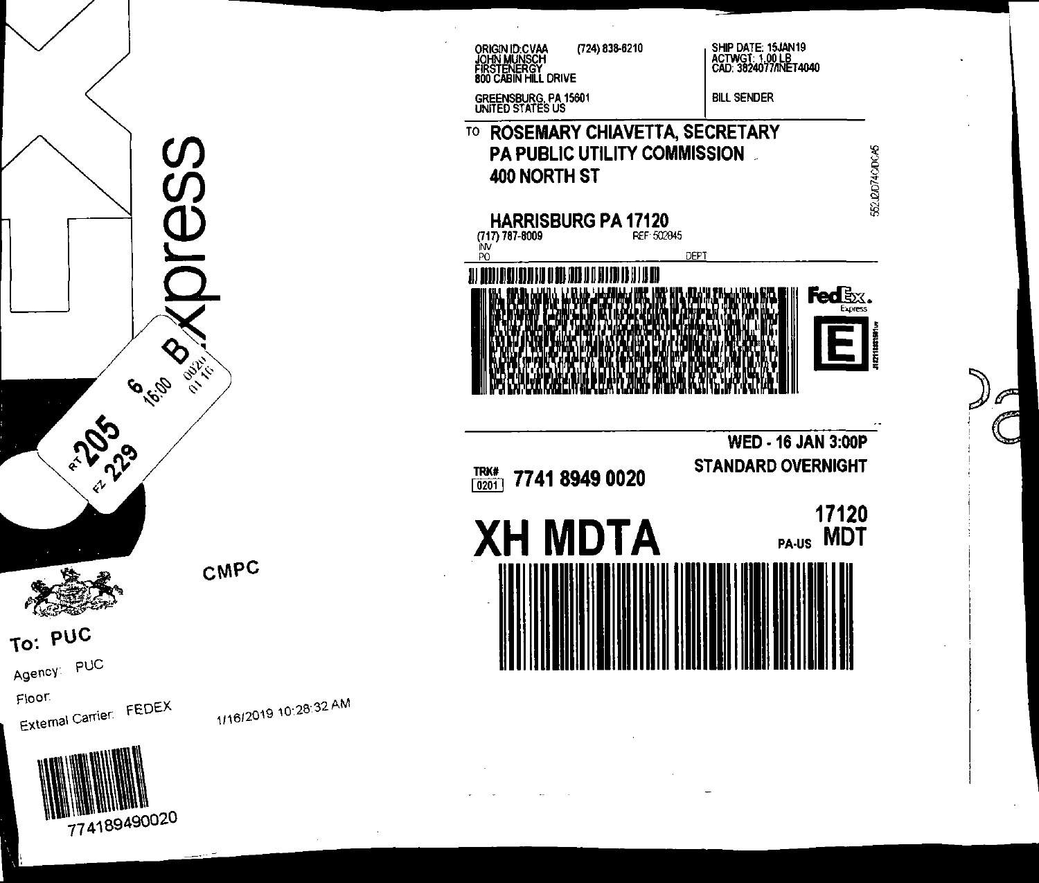ORIGIN ID:CVAA (724) 838-6210
JOHN MUNSCH
FIRSTENERGY
800 CABIN HILL DRIVE

GREENSBURG, PA 15601
UNITED STATES US

SHIP DATE: 15JAN19
ACTWGT: 1.00 LB
CAD: 3824077/INET4040

BILL SENDER

TO ROSEMARY CHIAVETTA, SECRETARY
PA PUBLIC UTILITY COMMISSION
400 NORTH ST

HARRISBURG PA 17120
(717) 787-8009 REF: 502845
INV
PO DEPT

FedEx. Express

E

WED - 16 JAN 3:00P
STANDARD OVERNIGHT

TRK# 0201 7741 8949 0020

XH MDTA

17120
PA-US MDT

RT 205 6 15:00 B
FZ 229

Express

CMPC

To: PUC

Agency: PUC

Floor:

External Carrier: FEDEX

1/16/2019 10:28:32 AM

774189490020